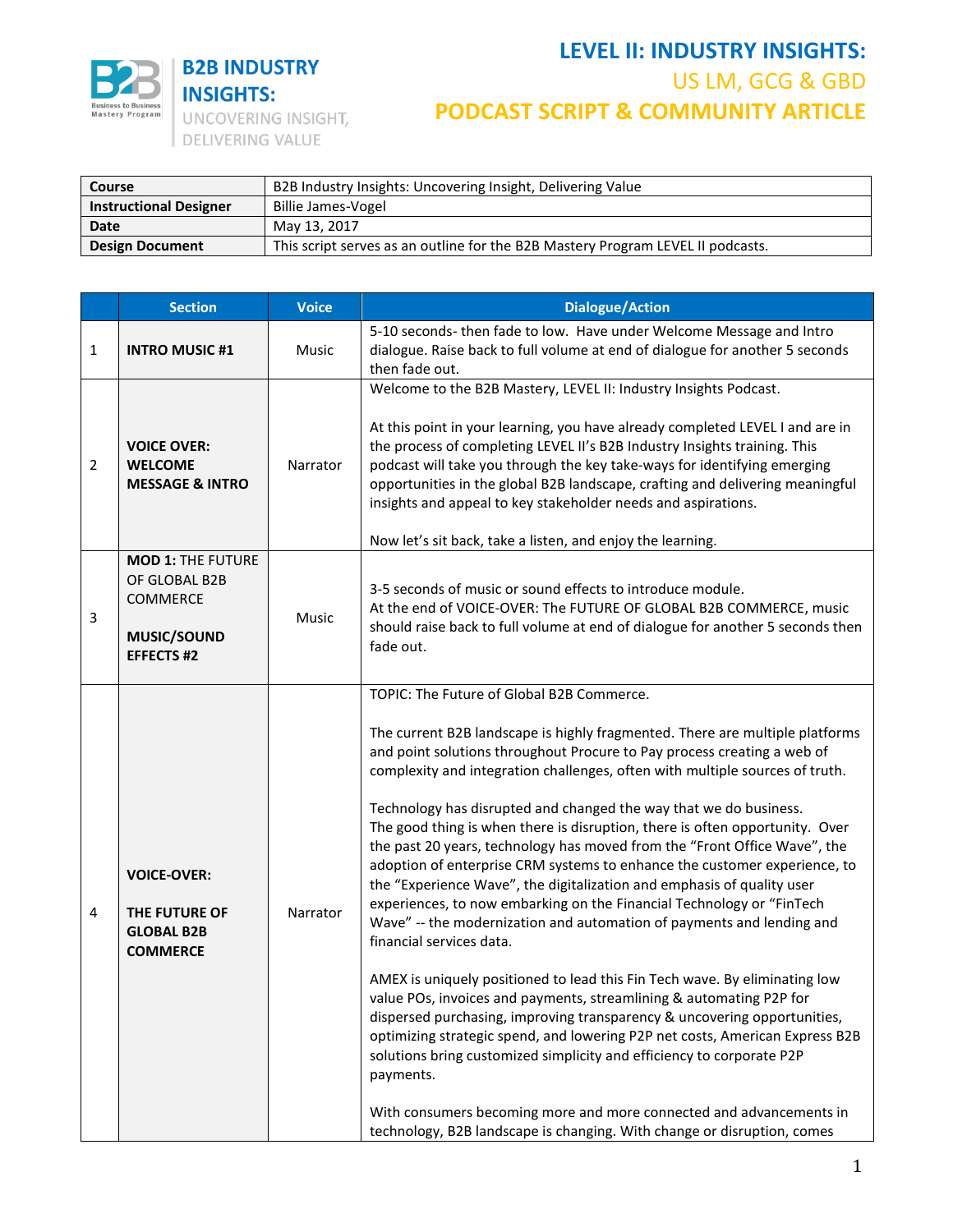B2B INDUSTRY INSIGHTS: UNCOVERING INSIGHT, DELIVERING VALUE

# LEVEL II: INDUSTRY INSIGHTS: US LM, GCG & GBD PODCAST SCRIPT & COMMUNITY ARTICLE

| | |
|---|---|
| **Course** | B2B Industry Insights: Uncovering Insight, Delivering Value |
| **Instructional Designer** | Billie James-Vogel |
| **Date** | May 13, 2017 |
| **Design Document** | This script serves as an outline for the B2B Mastery Program LEVEL II podcasts. |

| | Section | Voice | Dialogue/Action |
|---|---|---|---|
| 1 | **INTRO MUSIC #1** | Music | 5-10 seconds- then fade to low. Have under Welcome Message and Intro dialogue. Raise back to full volume at end of dialogue for another 5 seconds then fade out. |
| 2 | **VOICE OVER: WELCOME MESSAGE & INTRO** | Narrator | Welcome to the B2B Mastery, LEVEL II: Industry Insights Podcast.<br><br>At this point in your learning, you have already completed LEVEL I and are in the process of completing LEVEL II's B2B Industry Insights training. This podcast will take you through the key take-ways for identifying emerging opportunities in the global B2B landscape, crafting and delivering meaningful insights and appeal to key stakeholder needs and aspirations.<br><br>Now let's sit back, take a listen, and enjoy the learning. |
| 3 | **MOD 1:** THE FUTURE OF GLOBAL B2B COMMERCE<br><br>**MUSIC/SOUND EFFECTS #2** | Music | 3-5 seconds of music or sound effects to introduce module.<br>At the end of VOICE-OVER: The FUTURE OF GLOBAL B2B COMMERCE, music should raise back to full volume at end of dialogue for another 5 seconds then fade out. |
| 4 | **VOICE-OVER:**<br><br>**THE FUTURE OF GLOBAL B2B COMMERCE** | Narrator | TOPIC: The Future of Global B2B Commerce.<br><br>The current B2B landscape is highly fragmented. There are multiple platforms and point solutions throughout Procure to Pay process creating a web of complexity and integration challenges, often with multiple sources of truth.<br><br>Technology has disrupted and changed the way that we do business. The good thing is when there is disruption, there is often opportunity. Over the past 20 years, technology has moved from the "Front Office Wave", the adoption of enterprise CRM systems to enhance the customer experience, to the "Experience Wave", the digitalization and emphasis of quality user experiences, to now embarking on the Financial Technology or "FinTech Wave" -- the modernization and automation of payments and lending and financial services data.<br><br>AMEX is uniquely positioned to lead this Fin Tech wave. By eliminating low value POs, invoices and payments, streamlining & automating P2P for dispersed purchasing, improving transparency & uncovering opportunities, optimizing strategic spend, and lowering P2P net costs, American Express B2B solutions bring customized simplicity and efficiency to corporate P2P payments.<br><br>With consumers becoming more and more connected and advancements in technology, B2B landscape is changing. With change or disruption, comes |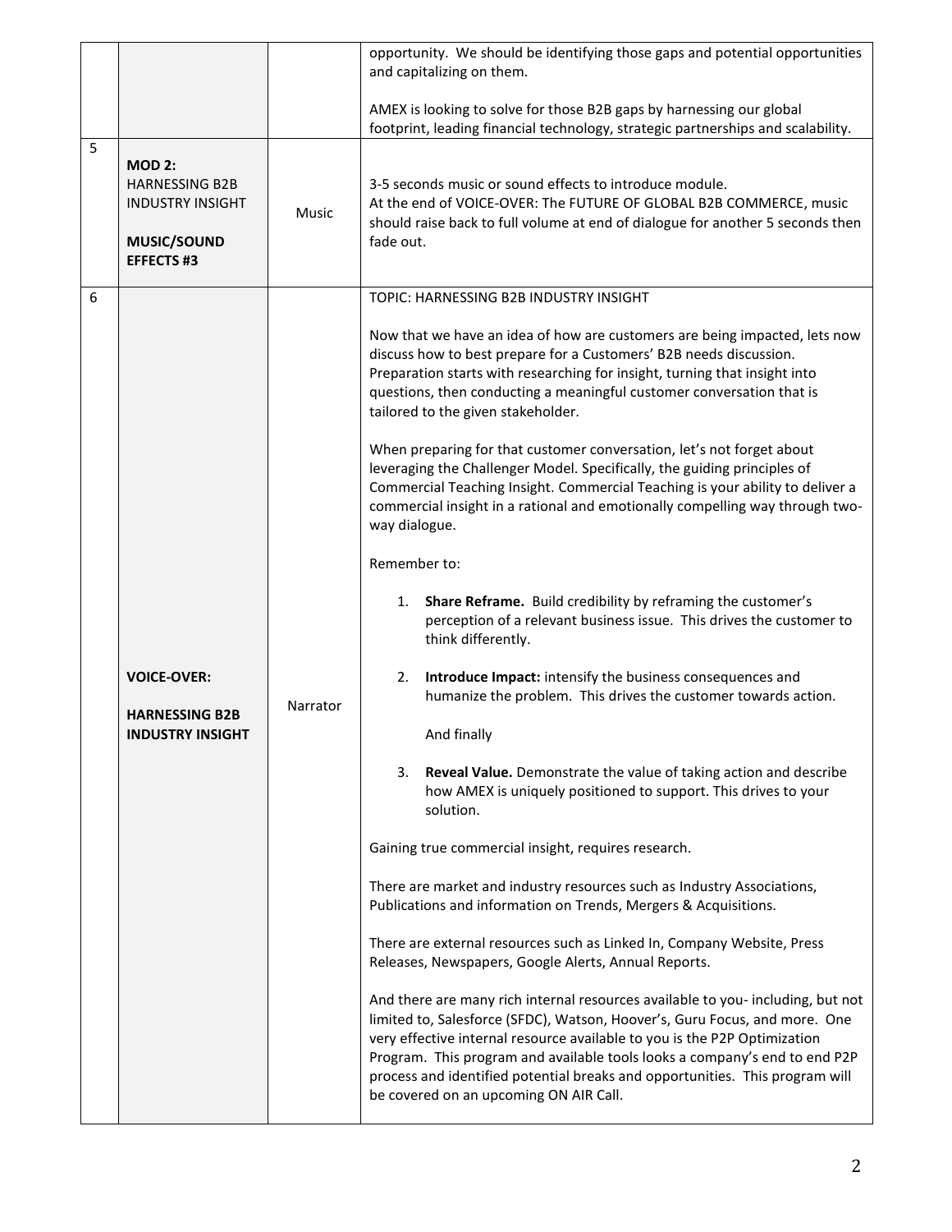| | | | |
|---|---|---|---|
| | | | opportunity. We should be identifying those gaps and potential opportunities and capitalizing on them.<br><br>AMEX is looking to solve for those B2B gaps by harnessing our global footprint, leading financial technology, strategic partnerships and scalability. |
| 5 | **MOD 2:** HARNESSING B2B INDUSTRY INSIGHT<br><br>**MUSIC/SOUND EFFECTS #3** | Music | 3-5 seconds music or sound effects to introduce module.<br>At the end of VOICE-OVER: The FUTURE OF GLOBAL B2B COMMERCE, music should raise back to full volume at end of dialogue for another 5 seconds then fade out. |
| 6 | **VOICE-OVER:**<br><br>**HARNESSING B2B INDUSTRY INSIGHT** | Narrator | TOPIC: HARNESSING B2B INDUSTRY INSIGHT<br><br>Now that we have an idea of how are customers are being impacted, lets now discuss how to best prepare for a Customers' B2B needs discussion. Preparation starts with researching for insight, turning that insight into questions, then conducting a meaningful customer conversation that is tailored to the given stakeholder.<br><br>When preparing for that customer conversation, let's not forget about leveraging the Challenger Model. Specifically, the guiding principles of Commercial Teaching Insight. Commercial Teaching is your ability to deliver a commercial insight in a rational and emotionally compelling way through two-way dialogue.<br><br>Remember to:<br><br>1. **Share Reframe.** Build credibility by reframing the customer's perception of a relevant business issue. This drives the customer to think differently.<br><br>2. **Introduce Impact:** intensify the business consequences and humanize the problem. This drives the customer towards action.<br><br>And finally<br><br>3. **Reveal Value.** Demonstrate the value of taking action and describe how AMEX is uniquely positioned to support. This drives to your solution.<br><br>Gaining true commercial insight, requires research.<br><br>There are market and industry resources such as Industry Associations, Publications and information on Trends, Mergers & Acquisitions.<br><br>There are external resources such as Linked In, Company Website, Press Releases, Newspapers, Google Alerts, Annual Reports.<br><br>And there are many rich internal resources available to you- including, but not limited to, Salesforce (SFDC), Watson, Hoover's, Guru Focus, and more. One very effective internal resource available to you is the P2P Optimization Program. This program and available tools looks a company's end to end P2P process and identified potential breaks and opportunities. This program will be covered on an upcoming ON AIR Call. |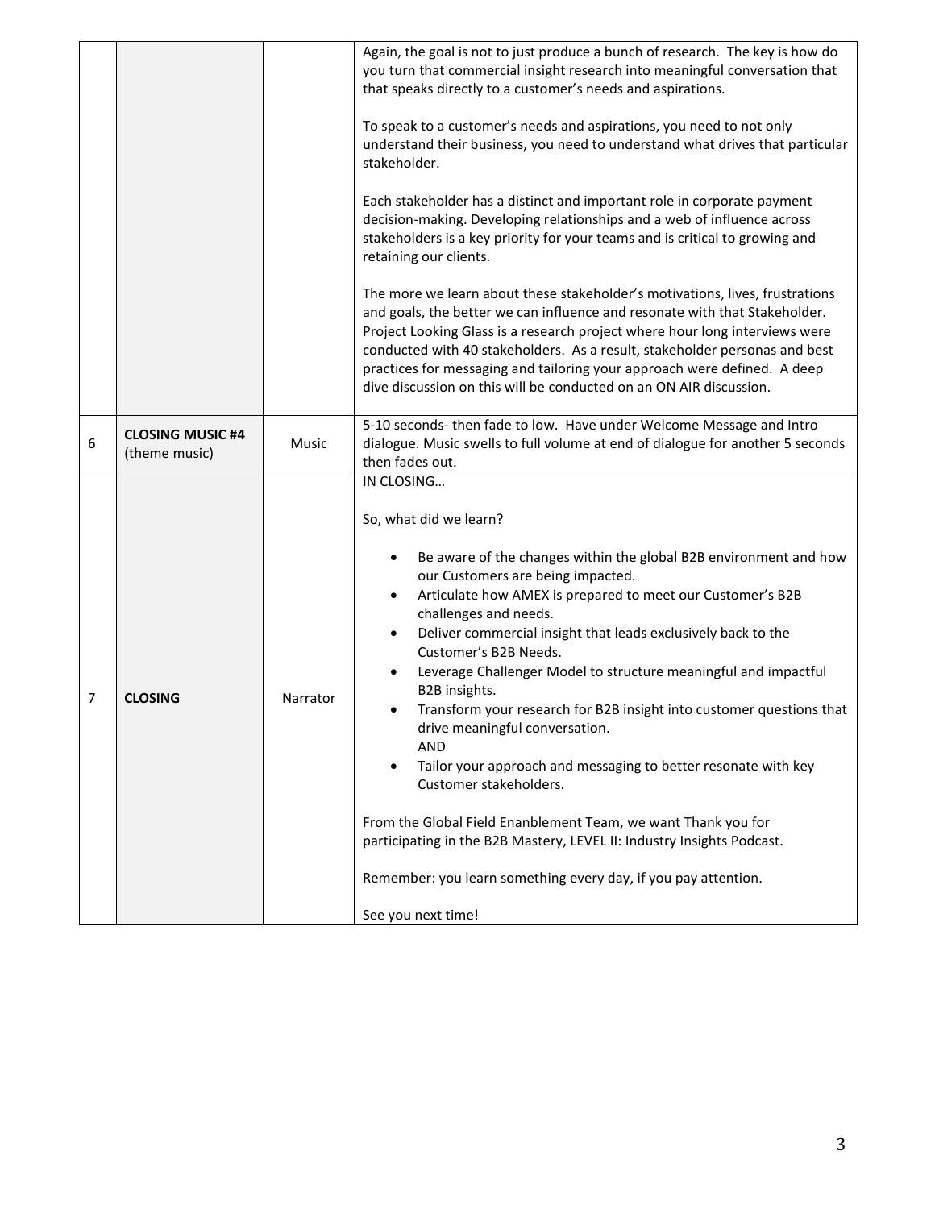| | | | |
|---|---|---|---|
| | | | Again, the goal is not to just produce a bunch of research. The key is how do you turn that commercial insight research into meaningful conversation that that speaks directly to a customer's needs and aspirations.<br><br>To speak to a customer's needs and aspirations, you need to not only understand their business, you need to understand what drives that particular stakeholder.<br><br>Each stakeholder has a distinct and important role in corporate payment decision-making. Developing relationships and a web of influence across stakeholders is a key priority for your teams and is critical to growing and retaining our clients.<br><br>The more we learn about these stakeholder's motivations, lives, frustrations and goals, the better we can influence and resonate with that Stakeholder. Project Looking Glass is a research project where hour long interviews were conducted with 40 stakeholders. As a result, stakeholder personas and best practices for messaging and tailoring your approach were defined. A deep dive discussion on this will be conducted on an ON AIR discussion. |
| 6 | **CLOSING MUSIC #4** (theme music) | Music | 5-10 seconds- then fade to low. Have under Welcome Message and Intro dialogue. Music swells to full volume at end of dialogue for another 5 seconds then fades out. |
| 7 | **CLOSING** | Narrator | IN CLOSING…<br><br>So, what did we learn?<br><br>• Be aware of the changes within the global B2B environment and how our Customers are being impacted.<br>• Articulate how AMEX is prepared to meet our Customer's B2B challenges and needs.<br>• Deliver commercial insight that leads exclusively back to the Customer's B2B Needs.<br>• Leverage Challenger Model to structure meaningful and impactful B2B insights.<br>• Transform your research for B2B insight into customer questions that drive meaningful conversation.<br>AND<br>• Tailor your approach and messaging to better resonate with key Customer stakeholders.<br><br>From the Global Field Enanblement Team, we want Thank you for participating in the B2B Mastery, LEVEL II: Industry Insights Podcast.<br><br>Remember: you learn something every day, if you pay attention.<br><br>See you next time! |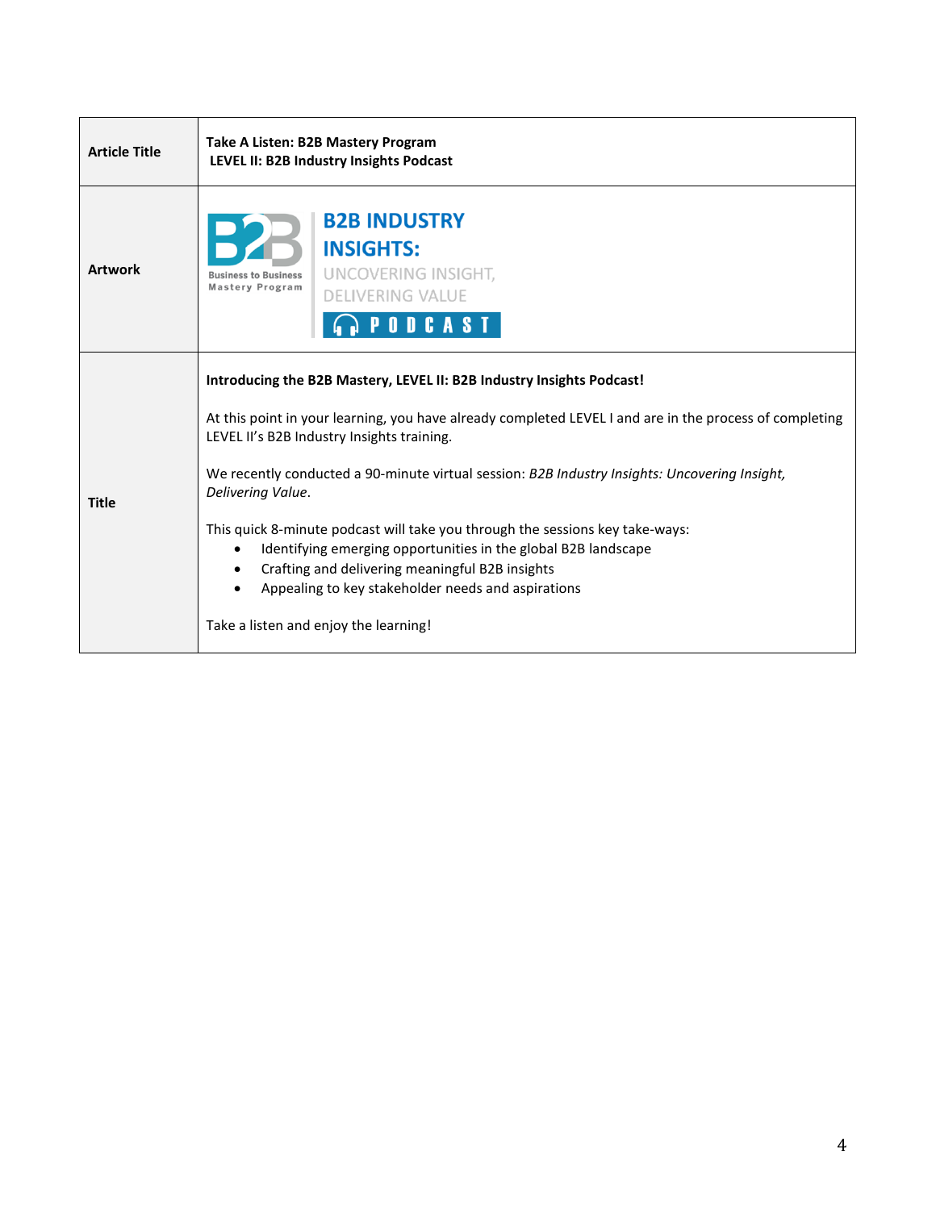| | |
|---|---|
| **Article Title** | **Take A Listen: B2B Mastery Program**<br>**LEVEL II: B2B Industry Insights Podcast** |
| **Artwork** | B2B Business to Business Mastery Program<br>**B2B INDUSTRY INSIGHTS:**<br>UNCOVERING INSIGHT, DELIVERING VALUE<br>PODCAST |
| **Title** | **Introducing the B2B Mastery, LEVEL II: B2B Industry Insights Podcast!**<br><br>At this point in your learning, you have already completed LEVEL I and are in the process of completing LEVEL II's B2B Industry Insights training.<br><br>We recently conducted a 90-minute virtual session: *B2B Industry Insights: Uncovering Insight, Delivering Value*.<br><br>This quick 8-minute podcast will take you through the sessions key take-ways:<br>• Identifying emerging opportunities in the global B2B landscape<br>• Crafting and delivering meaningful B2B insights<br>• Appealing to key stakeholder needs and aspirations<br><br>Take a listen and enjoy the learning! |